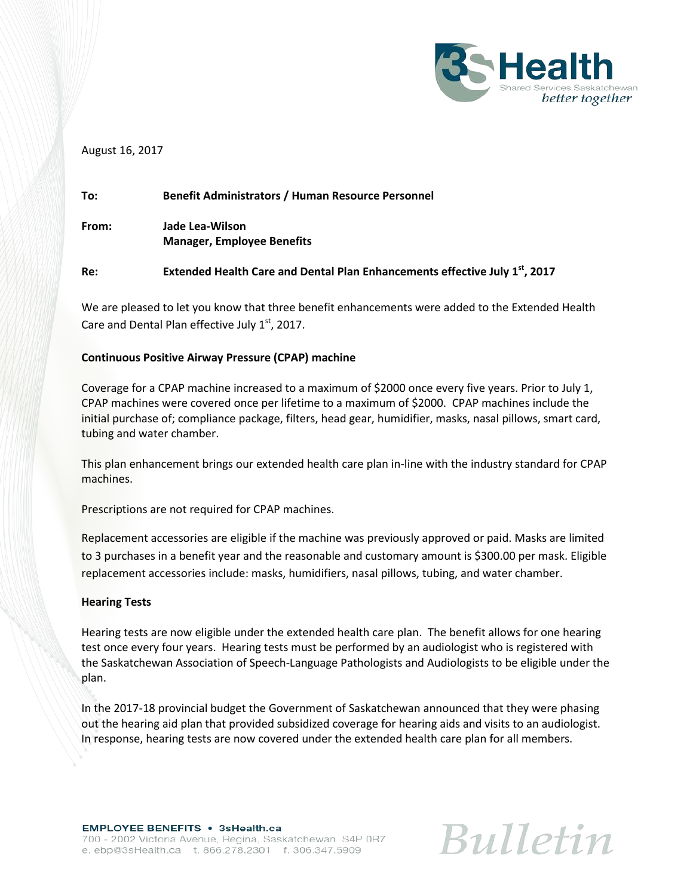August 16, 2017

**To:** **Benefit Administrators / Human Resource Personnel**

**From:** **Jade Lea-Wilson**
**Manager, Employee Benefits**

**Re:** **Extended Health Care and Dental Plan Enhancements effective July 1st, 2017**

We are pleased to let you know that three benefit enhancements were added to the Extended Health Care and Dental Plan effective July 1st, 2017.

**Continuous Positive Airway Pressure (CPAP) machine**

Coverage for a CPAP machine increased to a maximum of $2000 once every five years. Prior to July 1, CPAP machines were covered once per lifetime to a maximum of $2000. CPAP machines include the initial purchase of; compliance package, filters, head gear, humidifier, masks, nasal pillows, smart card, tubing and water chamber.

This plan enhancement brings our extended health care plan in-line with the industry standard for CPAP machines.

Prescriptions are not required for CPAP machines.

Replacement accessories are eligible if the machine was previously approved or paid. Masks are limited to 3 purchases in a benefit year and the reasonable and customary amount is $300.00 per mask. Eligible replacement accessories include: masks, humidifiers, nasal pillows, tubing, and water chamber.

**Hearing Tests**

Hearing tests are now eligible under the extended health care plan. The benefit allows for one hearing test once every four years. Hearing tests must be performed by an audiologist who is registered with the Saskatchewan Association of Speech-Language Pathologists and Audiologists to be eligible under the plan.

In the 2017-18 provincial budget the Government of Saskatchewan announced that they were phasing out the hearing aid plan that provided subsidized coverage for hearing aids and visits to an audiologist. In response, hearing tests are now covered under the extended health care plan for all members.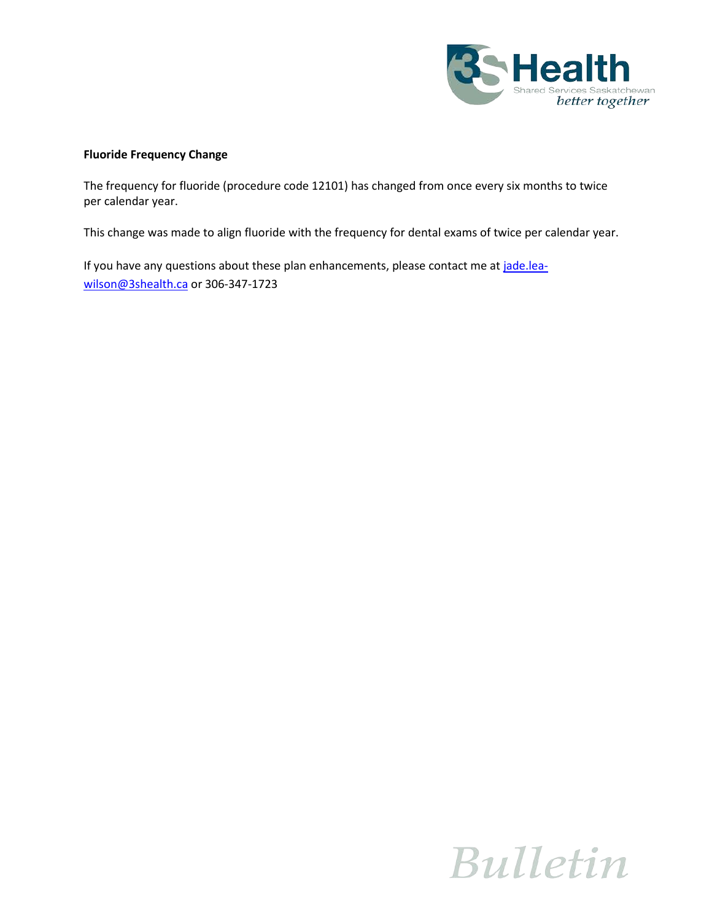**Fluoride Frequency Change**

The frequency for fluoride (procedure code 12101) has changed from once every six months to twice per calendar year.

This change was made to align fluoride with the frequency for dental exams of twice per calendar year.

If you have any questions about these plan enhancements, please contact me at jade.lea-wilson@3shealth.ca or 306-347-1723